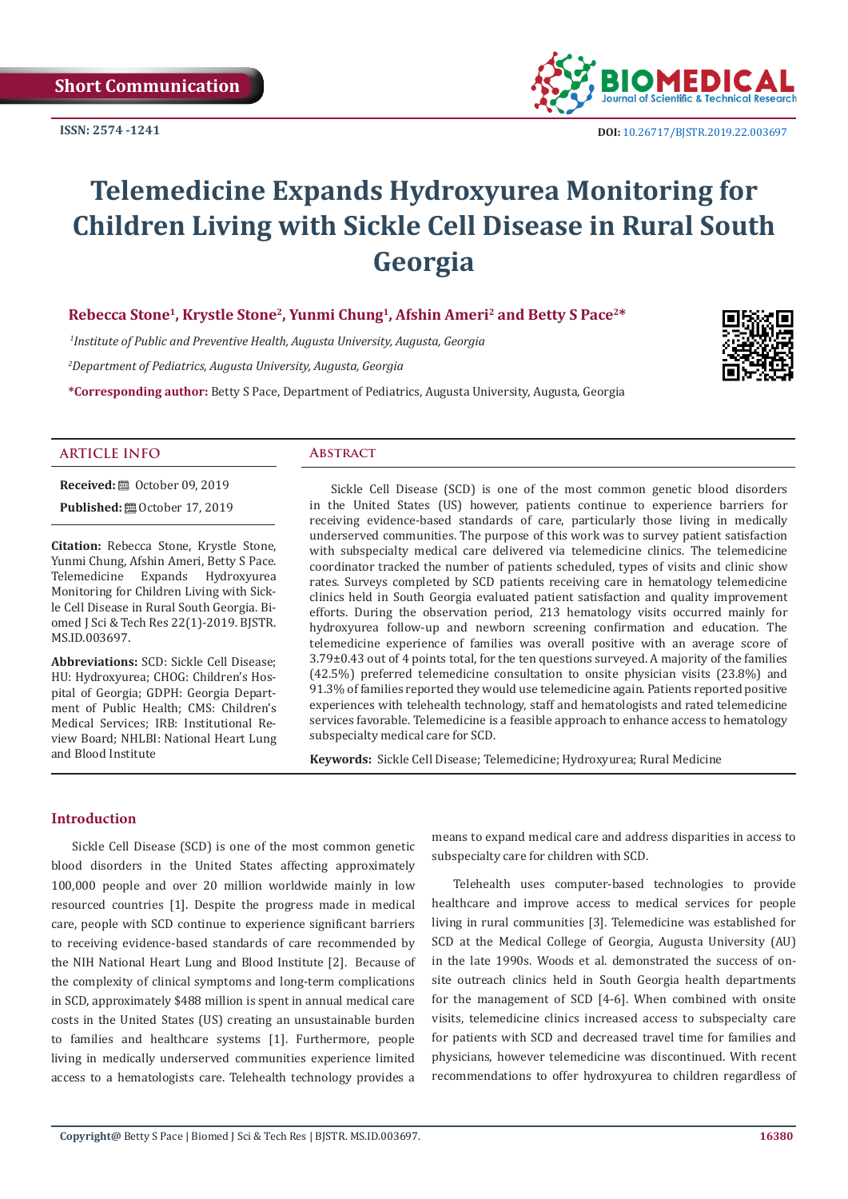Short Communication

ISSN: 2574 -1241

DOI: 10.26717/BJSTR.2019.22.003697

# Telemedicine Expands Hydroxyurea Monitoring for Children Living with Sickle Cell Disease in Rural South Georgia

**Rebecca Stone[1], Krystle Stone[2], Yunmi Chung[1], Afshin Ameri[2] and Betty S Pace[2]***

*[1]Institute of Public and Preventive Health, Augusta University, Augusta, Georgia*

*[2]Department of Pediatrics, Augusta University, Augusta, Georgia*

**\*Corresponding author:** Betty S Pace, Department of Pediatrics, Augusta University, Augusta, Georgia

## Article Info

**Received:** October 09, 2019

**Published:** October 17, 2019

**Citation:** Rebecca Stone, Krystle Stone, Yunmi Chung, Afshin Ameri, Betty S Pace. Telemedicine Expands Hydroxyurea Monitoring for Children Living with Sickle Cell Disease in Rural South Georgia. Biomed J Sci & Tech Res 22(1)-2019. BJSTR. MS.ID.003697.

**Abbreviations:** SCD: Sickle Cell Disease; HU: Hydroxyurea; CHOG: Children's Hospital of Georgia; GDPH: Georgia Department of Public Health; CMS: Children's Medical Services; IRB: Institutional Review Board; NHLBI: National Heart Lung and Blood Institute

## Abstract

Sickle Cell Disease (SCD) is one of the most common genetic blood disorders in the United States (US) however, patients continue to experience barriers for receiving evidence-based standards of care, particularly those living in medically underserved communities. The purpose of this work was to survey patient satisfaction with subspecialty medical care delivered via telemedicine clinics. The telemedicine coordinator tracked the number of patients scheduled, types of visits and clinic show rates. Surveys completed by SCD patients receiving care in hematology telemedicine clinics held in South Georgia evaluated patient satisfaction and quality improvement efforts. During the observation period, 213 hematology visits occurred mainly for hydroxyurea follow-up and newborn screening confirmation and education. The telemedicine experience of families was overall positive with an average score of 3.79±0.43 out of 4 points total, for the ten questions surveyed. A majority of the families (42.5%) preferred telemedicine consultation to onsite physician visits (23.8%) and 91.3% of families reported they would use telemedicine again. Patients reported positive experiences with telehealth technology, staff and hematologists and rated telemedicine services favorable. Telemedicine is a feasible approach to enhance access to hematology subspecialty medical care for SCD.

**Keywords:** Sickle Cell Disease; Telemedicine; Hydroxyurea; Rural Medicine

## Introduction

Sickle Cell Disease (SCD) is one of the most common genetic blood disorders in the United States affecting approximately 100,000 people and over 20 million worldwide mainly in low resourced countries [1]. Despite the progress made in medical care, people with SCD continue to experience significant barriers to receiving evidence-based standards of care recommended by the NIH National Heart Lung and Blood Institute [2]. Because of the complexity of clinical symptoms and long-term complications in SCD, approximately $488 million is spent in annual medical care costs in the United States (US) creating an unsustainable burden to families and healthcare systems [1]. Furthermore, people living in medically underserved communities experience limited access to a hematologists care. Telehealth technology provides a means to expand medical care and address disparities in access to subspecialty care for children with SCD.

Telehealth uses computer-based technologies to provide healthcare and improve access to medical services for people living in rural communities [3]. Telemedicine was established for SCD at the Medical College of Georgia, Augusta University (AU) in the late 1990s. Woods et al. demonstrated the success of onsite outreach clinics held in South Georgia health departments for the management of SCD [4-6]. When combined with onsite visits, telemedicine clinics increased access to subspecialty care for patients with SCD and decreased travel time for families and physicians, however telemedicine was discontinued. With recent recommendations to offer hydroxyurea to children regardless of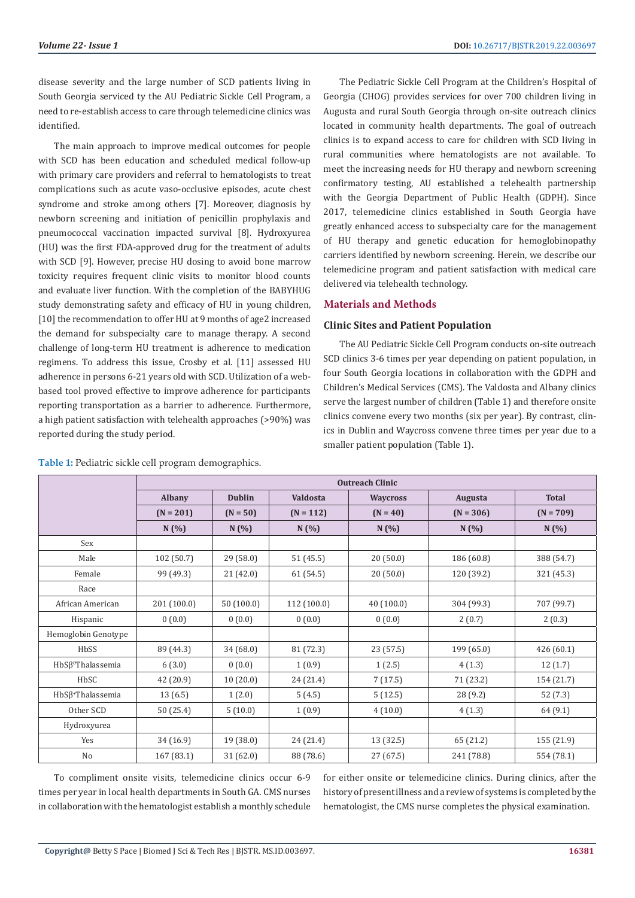disease severity and the large number of SCD patients living in South Georgia serviced ty the AU Pediatric Sickle Cell Program, a need to re-establish access to care through telemedicine clinics was identified.

The main approach to improve medical outcomes for people with SCD has been education and scheduled medical follow-up with primary care providers and referral to hematologists to treat complications such as acute vaso-occlusive episodes, acute chest syndrome and stroke among others [7]. Moreover, diagnosis by newborn screening and initiation of penicillin prophylaxis and pneumococcal vaccination impacted survival [8]. Hydroxyurea (HU) was the first FDA-approved drug for the treatment of adults with SCD [9]. However, precise HU dosing to avoid bone marrow toxicity requires frequent clinic visits to monitor blood counts and evaluate liver function. With the completion of the BABYHUG study demonstrating safety and efficacy of HU in young children, [10] the recommendation to offer HU at 9 months of age2 increased the demand for subspecialty care to manage therapy. A second challenge of long-term HU treatment is adherence to medication regimens. To address this issue, Crosby et al. [11] assessed HU adherence in persons 6-21 years old with SCD. Utilization of a web-based tool proved effective to improve adherence for participants reporting transportation as a barrier to adherence. Furthermore, a high patient satisfaction with telehealth approaches (>90%) was reported during the study period.

The Pediatric Sickle Cell Program at the Children's Hospital of Georgia (CHOG) provides services for over 700 children living in Augusta and rural South Georgia through on-site outreach clinics located in community health departments. The goal of outreach clinics is to expand access to care for children with SCD living in rural communities where hematologists are not available. To meet the increasing needs for HU therapy and newborn screening confirmatory testing, AU established a telehealth partnership with the Georgia Department of Public Health (GDPH). Since 2017, telemedicine clinics established in South Georgia have greatly enhanced access to subspecialty care for the management of HU therapy and genetic education for hemoglobinopathy carriers identified by newborn screening. Herein, we describe our telemedicine program and patient satisfaction with medical care delivered via telehealth technology.

## Materials and Methods

### Clinic Sites and Patient Population

The AU Pediatric Sickle Cell Program conducts on-site outreach SCD clinics 3-6 times per year depending on patient population, in four South Georgia locations in collaboration with the GDPH and Children's Medical Services (CMS). The Valdosta and Albany clinics serve the largest number of children (Table 1) and therefore onsite clinics convene every two months (six per year). By contrast, clinics in Dublin and Waycross convene three times per year due to a smaller patient population (Table 1).

**Table 1:** Pediatric sickle cell program demographics.

| | Outreach Clinic | | | | | |
|---|---|---|---|---|---|---|
| | Albany | Dublin | Valdosta | Waycross | Augusta | Total |
| | (N = 201) | (N = 50) | (N = 112) | (N = 40) | (N = 306) | (N = 709) |
| | N (%) | N (%) | N (%) | N (%) | N (%) | N (%) |
| Sex | | | | | | |
| Male | 102 (50.7) | 29 (58.0) | 51 (45.5) | 20 (50.0) | 186 (60.8) | 388 (54.7) |
| Female | 99 (49.3) | 21 (42.0) | 61 (54.5) | 20 (50.0) | 120 (39.2) | 321 (45.3) |
| Race | | | | | | |
| African American | 201 (100.0) | 50 (100.0) | 112 (100.0) | 40 (100.0) | 304 (99.3) | 707 (99.7) |
| Hispanic | 0 (0.0) | 0 (0.0) | 0 (0.0) | 0 (0.0) | 2 (0.7) | 2 (0.3) |
| Hemoglobin Genotype | | | | | | |
| HbSS | 89 (44.3) | 34 (68.0) | 81 (72.3) | 23 (57.5) | 199 (65.0) | 426 (60.1) |
| HbS$\beta^0$Thalassemia | 6 (3.0) | 0 (0.0) | 1 (0.9) | 1 (2.5) | 4 (1.3) | 12 (1.7) |
| HbSC | 42 (20.9) | 10 (20.0) | 24 (21.4) | 7 (17.5) | 71 (23.2) | 154 (21.7) |
| HbS$\beta^+$Thalassemia | 13 (6.5) | 1 (2.0) | 5 (4.5) | 5 (12.5) | 28 (9.2) | 52 (7.3) |
| Other SCD | 50 (25.4) | 5 (10.0) | 1 (0.9) | 4 (10.0) | 4 (1.3) | 64 (9.1) |
| Hydroxyurea | | | | | | |
| Yes | 34 (16.9) | 19 (38.0) | 24 (21.4) | 13 (32.5) | 65 (21.2) | 155 (21.9) |
| No | 167 (83.1) | 31 (62.0) | 88 (78.6) | 27 (67.5) | 241 (78.8) | 554 (78.1) |

To compliment onsite visits, telemedicine clinics occur 6-9 times per year in local health departments in South GA. CMS nurses in collaboration with the hematologist establish a monthly schedule for either onsite or telemedicine clinics. During clinics, after the history of present illness and a review of systems is completed by the hematologist, the CMS nurse completes the physical examination.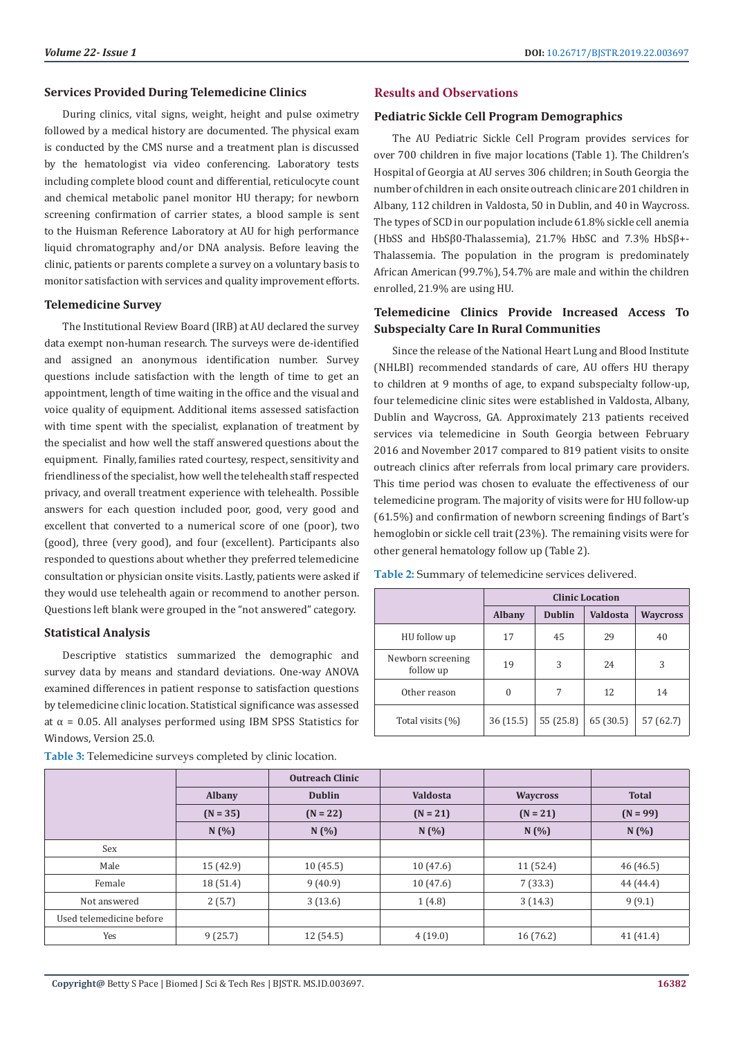### Services Provided During Telemedicine Clinics

During clinics, vital signs, weight, height and pulse oximetry followed by a medical history are documented. The physical exam is conducted by the CMS nurse and a treatment plan is discussed by the hematologist via video conferencing. Laboratory tests including complete blood count and differential, reticulocyte count and chemical metabolic panel monitor HU therapy; for newborn screening confirmation of carrier states, a blood sample is sent to the Huisman Reference Laboratory at AU for high performance liquid chromatography and/or DNA analysis. Before leaving the clinic, patients or parents complete a survey on a voluntary basis to monitor satisfaction with services and quality improvement efforts.

### Telemedicine Survey

The Institutional Review Board (IRB) at AU declared the survey data exempt non-human research. The surveys were de-identified and assigned an anonymous identification number. Survey questions include satisfaction with the length of time to get an appointment, length of time waiting in the office and the visual and voice quality of equipment. Additional items assessed satisfaction with time spent with the specialist, explanation of treatment by the specialist and how well the staff answered questions about the equipment. Finally, families rated courtesy, respect, sensitivity and friendliness of the specialist, how well the telehealth staff respected privacy, and overall treatment experience with telehealth. Possible answers for each question included poor, good, very good and excellent that converted to a numerical score of one (poor), two (good), three (very good), and four (excellent). Participants also responded to questions about whether they preferred telemedicine consultation or physician onsite visits. Lastly, patients were asked if they would use telehealth again or recommend to another person. Questions left blank were grouped in the "not answered" category.

### Statistical Analysis

Descriptive statistics summarized the demographic and survey data by means and standard deviations. One-way ANOVA examined differences in patient response to satisfaction questions by telemedicine clinic location. Statistical significance was assessed at $\alpha = 0.05$. All analyses performed using IBM SPSS Statistics for Windows, Version 25.0.

## Results and Observations

### Pediatric Sickle Cell Program Demographics

The AU Pediatric Sickle Cell Program provides services for over 700 children in five major locations (Table 1). The Children's Hospital of Georgia at AU serves 306 children; in South Georgia the number of children in each onsite outreach clinic are 201 children in Albany, 112 children in Valdosta, 50 in Dublin, and 40 in Waycross. The types of SCD in our population include 61.8% sickle cell anemia (HbSS and HbSβ0-Thalassemia), 21.7% HbSC and 7.3% HbSβ+-Thalassemia. The population in the program is predominately African American (99.7%), 54.7% are male and within the children enrolled, 21.9% are using HU.

### Telemedicine Clinics Provide Increased Access To Subspecialty Care In Rural Communities

Since the release of the National Heart Lung and Blood Institute (NHLBI) recommended standards of care, AU offers HU therapy to children at 9 months of age, to expand subspecialty follow-up, four telemedicine clinic sites were established in Valdosta, Albany, Dublin and Waycross, GA. Approximately 213 patients received services via telemedicine in South Georgia between February 2016 and November 2017 compared to 819 patient visits to onsite outreach clinics after referrals from local primary care providers. This time period was chosen to evaluate the effectiveness of our telemedicine program. The majority of visits were for HU follow-up (61.5%) and confirmation of newborn screening findings of Bart's hemoglobin or sickle cell trait (23%). The remaining visits were for other general hematology follow up (Table 2).

**Table 2:** Summary of telemedicine services delivered.

| | Clinic Location | | | |
|---|---|---|---|---|
| | Albany | Dublin | Valdosta | Waycross |
| HU follow up | 17 | 45 | 29 | 40 |
| Newborn screening follow up | 19 | 3 | 24 | 3 |
| Other reason | 0 | 7 | 12 | 14 |
| Total visits (%) | 36 (15.5) | 55 (25.8) | 65 (30.5) | 57 (62.7) |

**Table 3:** Telemedicine surveys completed by clinic location.

| | Outreach Clinic | | | | |
|---|---|---|---|---|---|
| | Albany | Dublin | Valdosta | Waycross | Total |
| | (N = 35) | (N = 22) | (N = 21) | (N = 21) | (N = 99) |
| | N (%) | N (%) | N (%) | N (%) | N (%) |
| Sex | | | | | |
| Male | 15 (42.9) | 10 (45.5) | 10 (47.6) | 11 (52.4) | 46 (46.5) |
| Female | 18 (51.4) | 9 (40.9) | 10 (47.6) | 7 (33.3) | 44 (44.4) |
| Not answered | 2 (5.7) | 3 (13.6) | 1 (4.8) | 3 (14.3) | 9 (9.1) |
| Used telemedicine before | | | | | |
| Yes | 9 (25.7) | 12 (54.5) | 4 (19.0) | 16 (76.2) | 41 (41.4) |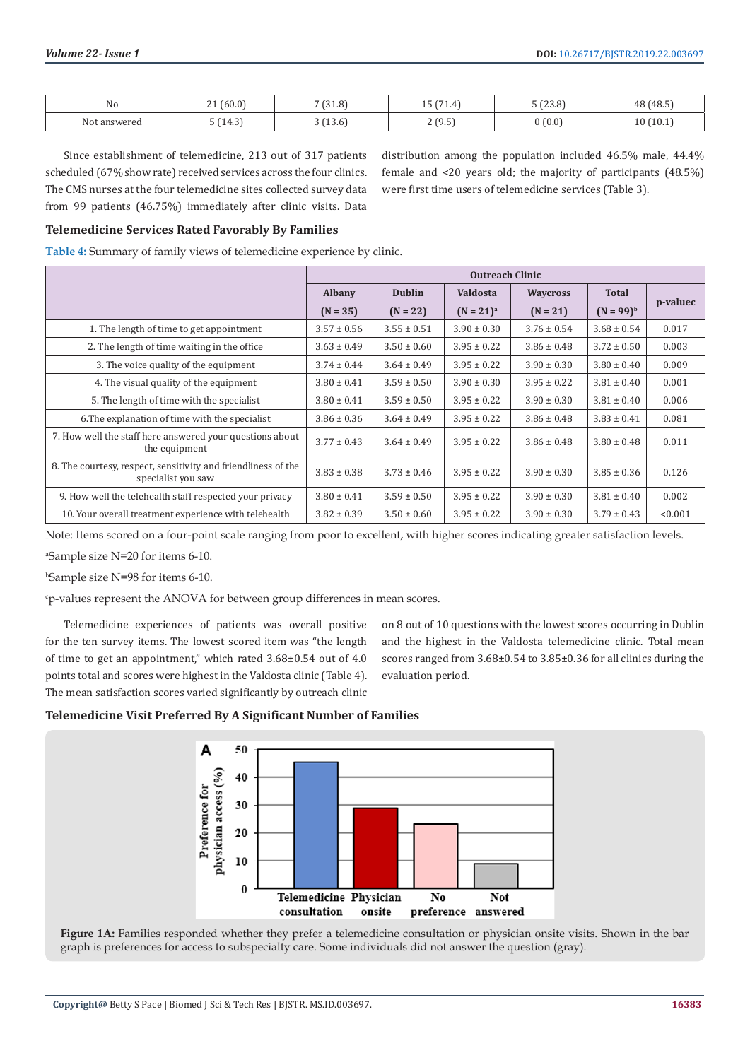| No | 21 (60.0) | 7 (31.8) | 15 (71.4) | 5 (23.8) | 48 (48.5) |
|---|---|---|---|---|---|
| Not answered | 5 (14.3) | 3 (13.6) | 2 (9.5) | 0 (0.0) | 10 (10.1) |

Since establishment of telemedicine, 213 out of 317 patients scheduled (67% show rate) received services across the four clinics. The CMS nurses at the four telemedicine sites collected survey data from 99 patients (46.75%) immediately after clinic visits. Data distribution among the population included 46.5% male, 44.4% female and <20 years old; the majority of participants (48.5%) were first time users of telemedicine services (Table 3).

### Telemedicine Services Rated Favorably By Families

**Table 4:** Summary of family views of telemedicine experience by clinic.

| | Outreach Clinic | | | | | |
|---|---|---|---|---|---|---|
| | Albany | Dublin | Valdosta | Waycross | Total | p-value[c] |
| | (N = 35) | (N = 22) | (N = 21)[a] | (N = 21) | (N = 99)[b] | |
| 1. The length of time to get appointment | 3.57 ± 0.56 | 3.55 ± 0.51 | 3.90 ± 0.30 | 3.76 ± 0.54 | 3.68 ± 0.54 | 0.017 |
| 2. The length of time waiting in the office | 3.63 ± 0.49 | 3.50 ± 0.60 | 3.95 ± 0.22 | 3.86 ± 0.48 | 3.72 ± 0.50 | 0.003 |
| 3. The voice quality of the equipment | 3.74 ± 0.44 | 3.64 ± 0.49 | 3.95 ± 0.22 | 3.90 ± 0.30 | 3.80 ± 0.40 | 0.009 |
| 4. The visual quality of the equipment | 3.80 ± 0.41 | 3.59 ± 0.50 | 3.90 ± 0.30 | 3.95 ± 0.22 | 3.81 ± 0.40 | 0.001 |
| 5. The length of time with the specialist | 3.80 ± 0.41 | 3.59 ± 0.50 | 3.95 ± 0.22 | 3.90 ± 0.30 | 3.81 ± 0.40 | 0.006 |
| 6.The explanation of time with the specialist | 3.86 ± 0.36 | 3.64 ± 0.49 | 3.95 ± 0.22 | 3.86 ± 0.48 | 3.83 ± 0.41 | 0.081 |
| 7. How well the staff here answered your questions about the equipment | 3.77 ± 0.43 | 3.64 ± 0.49 | 3.95 ± 0.22 | 3.86 ± 0.48 | 3.80 ± 0.48 | 0.011 |
| 8. The courtesy, respect, sensitivity and friendliness of the specialist you saw | 3.83 ± 0.38 | 3.73 ± 0.46 | 3.95 ± 0.22 | 3.90 ± 0.30 | 3.85 ± 0.36 | 0.126 |
| 9. How well the telehealth staff respected your privacy | 3.80 ± 0.41 | 3.59 ± 0.50 | 3.95 ± 0.22 | 3.90 ± 0.30 | 3.81 ± 0.40 | 0.002 |
| 10. Your overall treatment experience with telehealth | 3.82 ± 0.39 | 3.50 ± 0.60 | 3.95 ± 0.22 | 3.90 ± 0.30 | 3.79 ± 0.43 | <0.001 |

Note: Items scored on a four-point scale ranging from poor to excellent, with higher scores indicating greater satisfaction levels.

[a]Sample size N=20 for items 6-10.

[b]Sample size N=98 for items 6-10.

[c]p-values represent the ANOVA for between group differences in mean scores.

Telemedicine experiences of patients was overall positive for the ten survey items. The lowest scored item was "the length of time to get an appointment," which rated 3.68±0.54 out of 4.0 points total and scores were highest in the Valdosta clinic (Table 4). The mean satisfaction scores varied significantly by outreach clinic on 8 out of 10 questions with the lowest scores occurring in Dublin and the highest in the Valdosta telemedicine clinic. Total mean scores ranged from 3.68±0.54 to 3.85±0.36 for all clinics during the evaluation period.

### Telemedicine Visit Preferred By A Significant Number of Families

**Figure 1A:** Families responded whether they prefer a telemedicine consultation or physician onsite visits. Shown in the bar graph is preferences for access to subspecialty care. Some individuals did not answer the question (gray).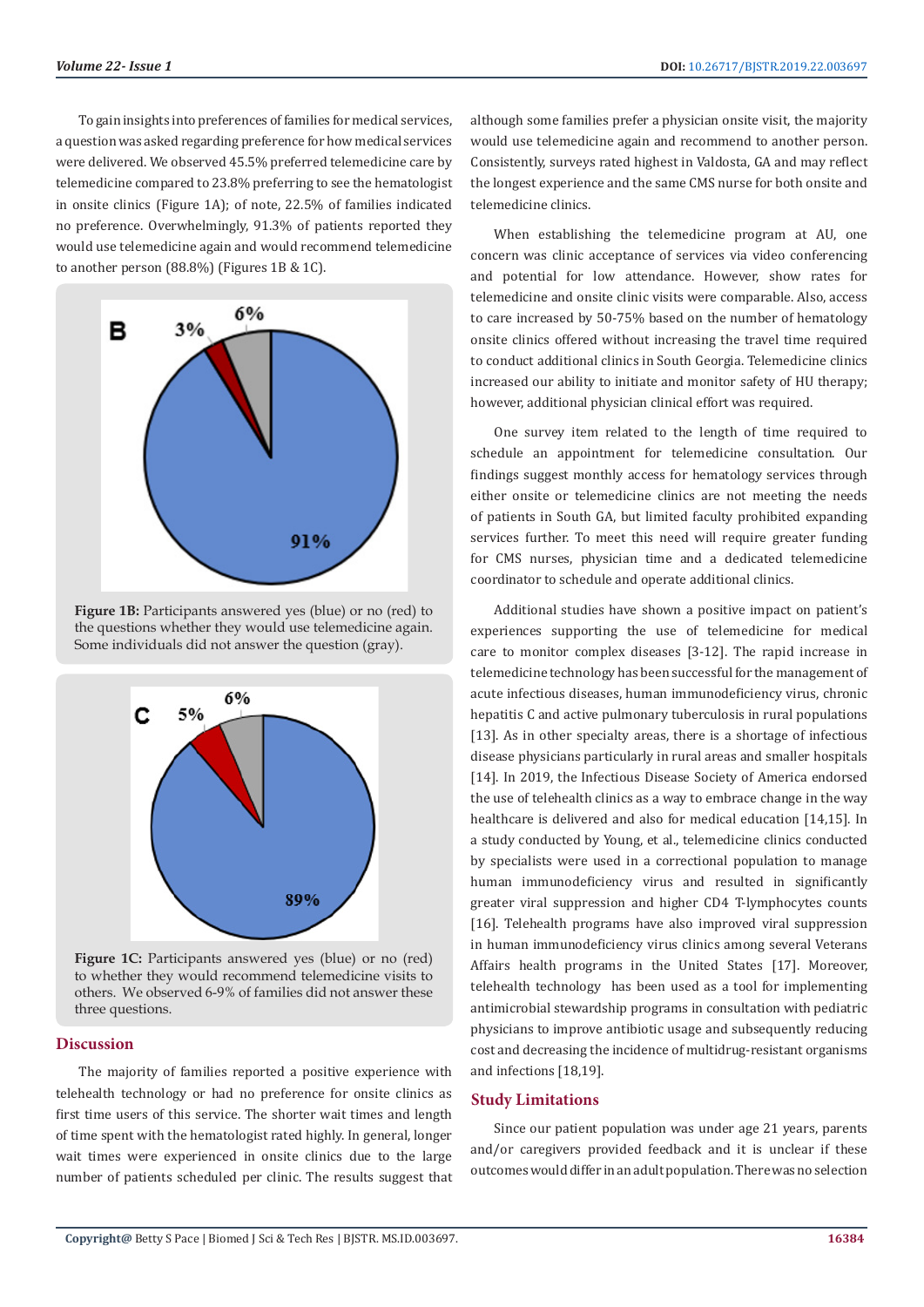To gain insights into preferences of families for medical services, a question was asked regarding preference for how medical services were delivered. We observed 45.5% preferred telemedicine care by telemedicine compared to 23.8% preferring to see the hematologist in onsite clinics (Figure 1A); of note, 22.5% of families indicated no preference. Overwhelmingly, 91.3% of patients reported they would use telemedicine again and would recommend telemedicine to another person (88.8%) (Figures 1B & 1C).

**Figure 1B:** Participants answered yes (blue) or no (red) to the questions whether they would use telemedicine again. Some individuals did not answer the question (gray).

**Figure 1C:** Participants answered yes (blue) or no (red) to whether they would recommend telemedicine visits to others. We observed 6-9% of families did not answer these three questions.

## Discussion

The majority of families reported a positive experience with telehealth technology or had no preference for onsite clinics as first time users of this service. The shorter wait times and length of time spent with the hematologist rated highly. In general, longer wait times were experienced in onsite clinics due to the large number of patients scheduled per clinic. The results suggest that although some families prefer a physician onsite visit, the majority would use telemedicine again and recommend to another person. Consistently, surveys rated highest in Valdosta, GA and may reflect the longest experience and the same CMS nurse for both onsite and telemedicine clinics.

When establishing the telemedicine program at AU, one concern was clinic acceptance of services via video conferencing and potential for low attendance. However, show rates for telemedicine and onsite clinic visits were comparable. Also, access to care increased by 50-75% based on the number of hematology onsite clinics offered without increasing the travel time required to conduct additional clinics in South Georgia. Telemedicine clinics increased our ability to initiate and monitor safety of HU therapy; however, additional physician clinical effort was required.

One survey item related to the length of time required to schedule an appointment for telemedicine consultation. Our findings suggest monthly access for hematology services through either onsite or telemedicine clinics are not meeting the needs of patients in South GA, but limited faculty prohibited expanding services further. To meet this need will require greater funding for CMS nurses, physician time and a dedicated telemedicine coordinator to schedule and operate additional clinics.

Additional studies have shown a positive impact on patient's experiences supporting the use of telemedicine for medical care to monitor complex diseases [3-12]. The rapid increase in telemedicine technology has been successful for the management of acute infectious diseases, human immunodeficiency virus, chronic hepatitis C and active pulmonary tuberculosis in rural populations [13]. As in other specialty areas, there is a shortage of infectious disease physicians particularly in rural areas and smaller hospitals [14]. In 2019, the Infectious Disease Society of America endorsed the use of telehealth clinics as a way to embrace change in the way healthcare is delivered and also for medical education [14,15]. In a study conducted by Young, et al., telemedicine clinics conducted by specialists were used in a correctional population to manage human immunodeficiency virus and resulted in significantly greater viral suppression and higher CD4 T-lymphocytes counts [16]. Telehealth programs have also improved viral suppression in human immunodeficiency virus clinics among several Veterans Affairs health programs in the United States [17]. Moreover, telehealth technology has been used as a tool for implementing antimicrobial stewardship programs in consultation with pediatric physicians to improve antibiotic usage and subsequently reducing cost and decreasing the incidence of multidrug-resistant organisms and infections [18,19].

## Study Limitations

Since our patient population was under age 21 years, parents and/or caregivers provided feedback and it is unclear if these outcomes would differ in an adult population. There was no selection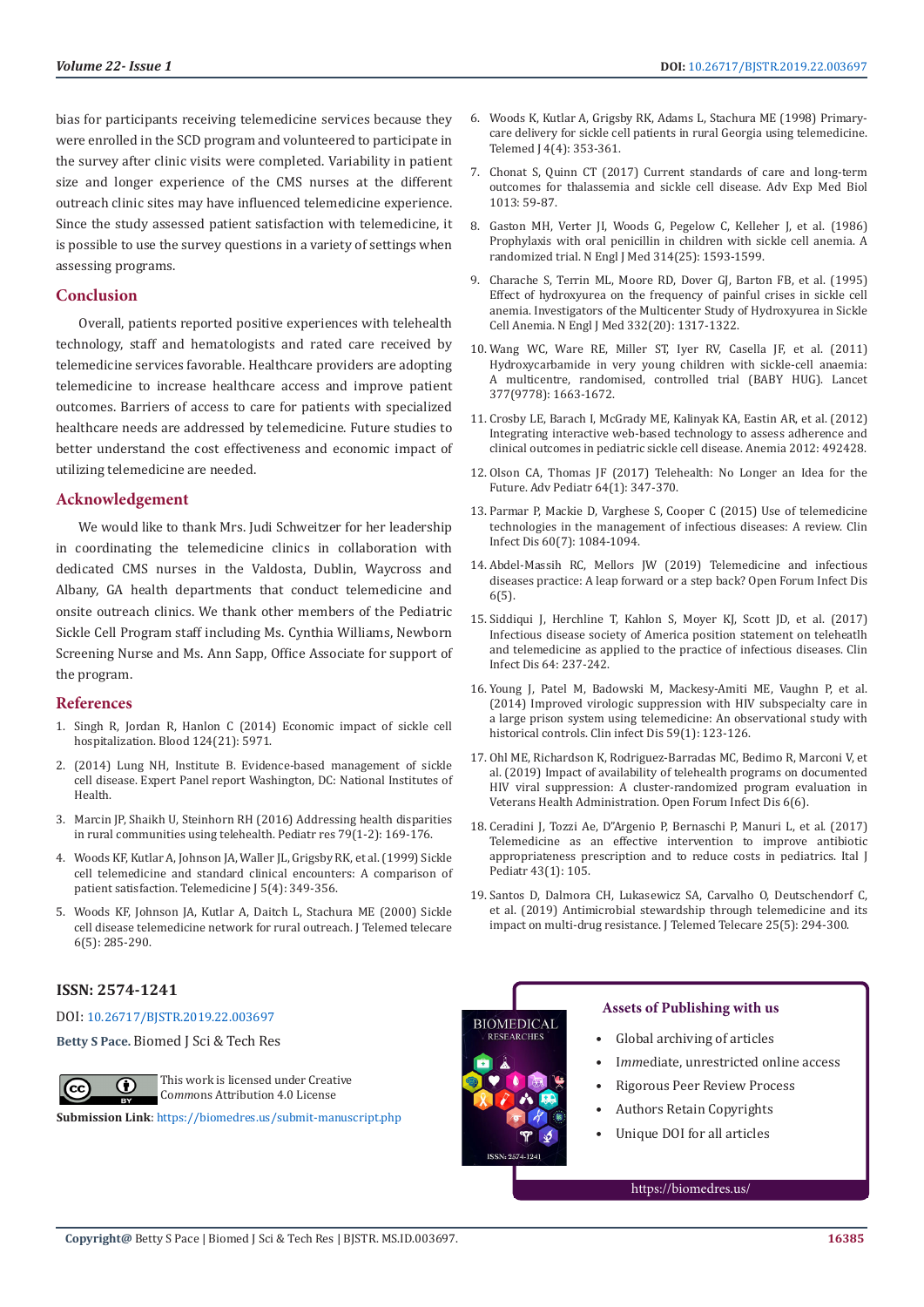bias for participants receiving telemedicine services because they were enrolled in the SCD program and volunteered to participate in the survey after clinic visits were completed. Variability in patient size and longer experience of the CMS nurses at the different outreach clinic sites may have influenced telemedicine experience. Since the study assessed patient satisfaction with telemedicine, it is possible to use the survey questions in a variety of settings when assessing programs.

## Conclusion

Overall, patients reported positive experiences with telehealth technology, staff and hematologists and rated care received by telemedicine services favorable. Healthcare providers are adopting telemedicine to increase healthcare access and improve patient outcomes. Barriers of access to care for patients with specialized healthcare needs are addressed by telemedicine. Future studies to better understand the cost effectiveness and economic impact of utilizing telemedicine are needed.

## Acknowledgement

We would like to thank Mrs. Judi Schweitzer for her leadership in coordinating the telemedicine clinics in collaboration with dedicated CMS nurses in the Valdosta, Dublin, Waycross and Albany, GA health departments that conduct telemedicine and onsite outreach clinics. We thank other members of the Pediatric Sickle Cell Program staff including Ms. Cynthia Williams, Newborn Screening Nurse and Ms. Ann Sapp, Office Associate for support of the program.

## References

1. Singh R, Jordan R, Hanlon C (2014) Economic impact of sickle cell hospitalization. Blood 124(21): 5971.
2. (2014) Lung NH, Institute B. Evidence-based management of sickle cell disease. Expert Panel report Washington, DC: National Institutes of Health.
3. Marcin JP, Shaikh U, Steinhorn RH (2016) Addressing health disparities in rural communities using telehealth. Pediatr res 79(1-2): 169-176.
4. Woods KF, Kutlar A, Johnson JA, Waller JL, Grigsby RK, et al. (1999) Sickle cell telemedicine and standard clinical encounters: A comparison of patient satisfaction. Telemedicine J 5(4): 349-356.
5. Woods KF, Johnson JA, Kutlar A, Daitch L, Stachura ME (2000) Sickle cell disease telemedicine network for rural outreach. J Telemed telecare 6(5): 285-290.
6. Woods K, Kutlar A, Grigsby RK, Adams L, Stachura ME (1998) Primary-care delivery for sickle cell patients in rural Georgia using telemedicine. Telemed J 4(4): 353-361.
7. Chonat S, Quinn CT (2017) Current standards of care and long-term outcomes for thalassemia and sickle cell disease. Adv Exp Med Biol 1013: 59-87.
8. Gaston MH, Verter JI, Woods G, Pegelow C, Kelleher J, et al. (1986) Prophylaxis with oral penicillin in children with sickle cell anemia. A randomized trial. N Engl J Med 314(25): 1593-1599.
9. Charache S, Terrin ML, Moore RD, Dover GJ, Barton FB, et al. (1995) Effect of hydroxyurea on the frequency of painful crises in sickle cell anemia. Investigators of the Multicenter Study of Hydroxyurea in Sickle Cell Anemia. N Engl J Med 332(20): 1317-1322.
10. Wang WC, Ware RE, Miller ST, Iyer RV, Casella JF, et al. (2011) Hydroxycarbamide in very young children with sickle-cell anaemia: A multicentre, randomised, controlled trial (BABY HUG). Lancet 377(9778): 1663-1672.
11. Crosby LE, Barach I, McGrady ME, Kalinyak KA, Eastin AR, et al. (2012) Integrating interactive web-based technology to assess adherence and clinical outcomes in pediatric sickle cell disease. Anemia 2012: 492428.
12. Olson CA, Thomas JF (2017) Telehealth: No Longer an Idea for the Future. Adv Pediatr 64(1): 347-370.
13. Parmar P, Mackie D, Varghese S, Cooper C (2015) Use of telemedicine technologies in the management of infectious diseases: A review. Clin Infect Dis 60(7): 1084-1094.
14. Abdel-Massih RC, Mellors JW (2019) Telemedicine and infectious diseases practice: A leap forward or a step back? Open Forum Infect Dis 6(5).
15. Siddiqui J, Herchline T, Kahlon S, Moyer KJ, Scott JD, et al. (2017) Infectious disease society of America position statement on teleheatlh and telemedicine as applied to the practice of infectious diseases. Clin Infect Dis 64: 237-242.
16. Young J, Patel M, Badowski M, Mackesy-Amiti ME, Vaughn P, et al. (2014) Improved virologic suppression with HIV subspecialty care in a large prison system using telemedicine: An observational study with historical controls. Clin infect Dis 59(1): 123-126.
17. Ohl ME, Richardson K, Rodriguez-Barradas MC, Bedimo R, Marconi V, et al. (2019) Impact of availability of telehealth programs on documented HIV viral suppression: A cluster-randomized program evaluation in Veterans Health Administration. Open Forum Infect Dis 6(6).
18. Ceradini J, Tozzi Ae, D"Argenio P, Bernaschi P, Manuri L, et al. (2017) Telemedicine as an effective intervention to improve antibiotic appropriateness prescription and to reduce costs in pediatrics. Ital J Pediatr 43(1): 105.
19. Santos D, Dalmora CH, Lukasewicz SA, Carvalho O, Deutschendorf C, et al. (2019) Antimicrobial stewardship through telemedicine and its impact on multi-drug resistance. J Telemed Telecare 25(5): 294-300.

**ISSN: 2574-1241**

DOI: 10.26717/BJSTR.2019.22.003697

**Betty S Pace.** Biomed J Sci & Tech Res

This work is licensed under Creative Commons Attribution 4.0 License

**Submission Link**: https://biomedres.us/submit-manuscript.php

**Assets of Publishing with us**

- Global archiving of articles
- Immediate, unrestricted online access
- Rigorous Peer Review Process
- Authors Retain Copyrights
- Unique DOI for all articles

https://biomedres.us/